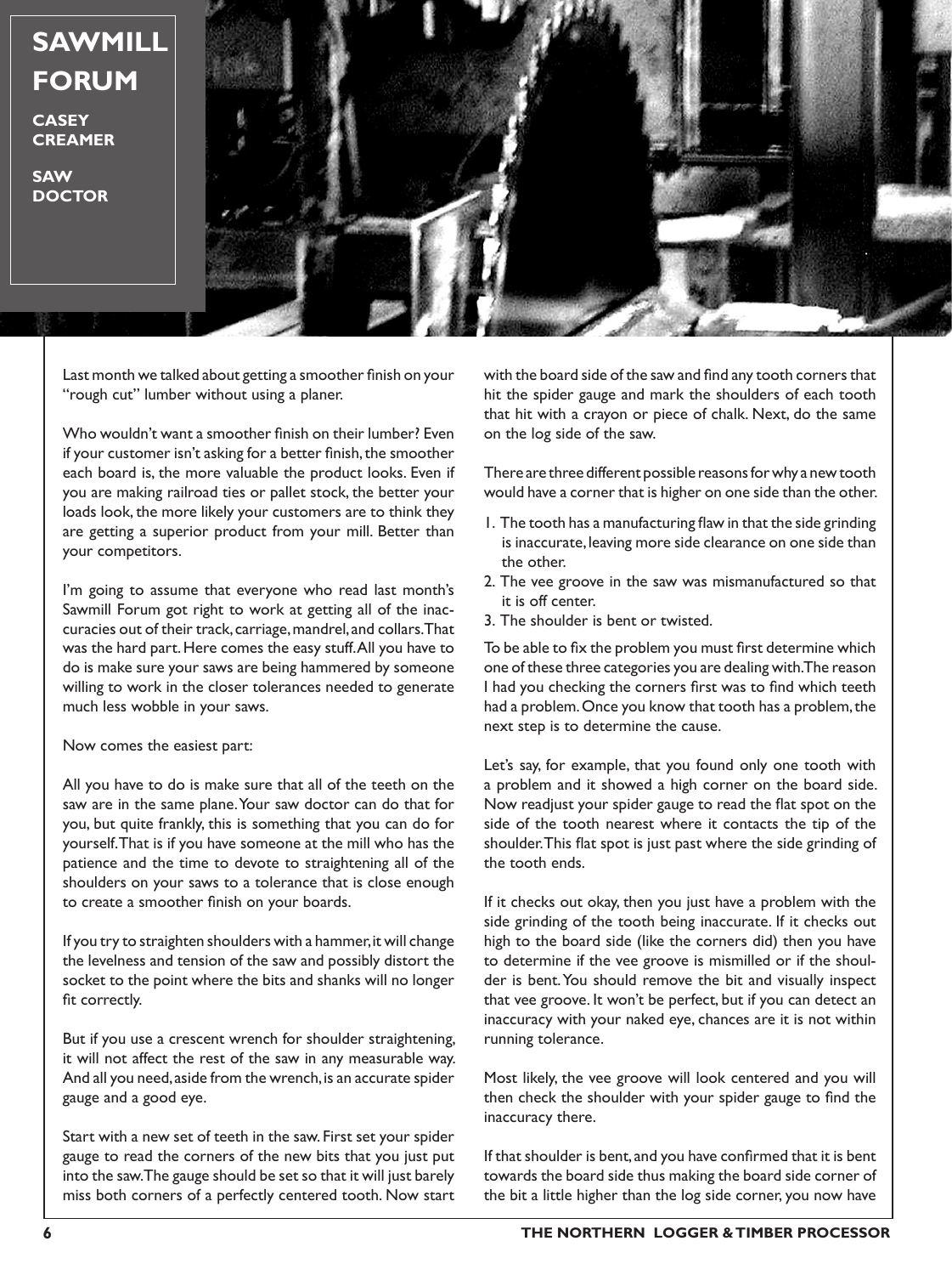# SAWMILL FORUM

**CASEY CREAMER**

**SAW DOCTOR**

Last month we talked about getting a smoother finish on your "rough cut" lumber without using a planer.

Who wouldn't want a smoother finish on their lumber? Even if your customer isn't asking for a better finish, the smoother each board is, the more valuable the product looks. Even if you are making railroad ties or pallet stock, the better your loads look, the more likely your customers are to think they are getting a superior product from your mill. Better than your competitors.

I'm going to assume that everyone who read last month's Sawmill Forum got right to work at getting all of the inaccuracies out of their track, carriage, mandrel, and collars. That was the hard part. Here comes the easy stuff. All you have to do is make sure your saws are being hammered by someone willing to work in the closer tolerances needed to generate much less wobble in your saws.

Now comes the easiest part:

All you have to do is make sure that all of the teeth on the saw are in the same plane. Your saw doctor can do that for you, but quite frankly, this is something that you can do for yourself. That is if you have someone at the mill who has the patience and the time to devote to straightening all of the shoulders on your saws to a tolerance that is close enough to create a smoother finish on your boards.

If you try to straighten shoulders with a hammer, it will change the levelness and tension of the saw and possibly distort the socket to the point where the bits and shanks will no longer fit correctly.

But if you use a crescent wrench for shoulder straightening, it will not affect the rest of the saw in any measurable way. And all you need, aside from the wrench, is an accurate spider gauge and a good eye.

Start with a new set of teeth in the saw. First set your spider gauge to read the corners of the new bits that you just put into the saw. The gauge should be set so that it will just barely miss both corners of a perfectly centered tooth. Now start with the board side of the saw and find any tooth corners that hit the spider gauge and mark the shoulders of each tooth that hit with a crayon or piece of chalk. Next, do the same on the log side of the saw.

There are three different possible reasons for why a new tooth would have a corner that is higher on one side than the other.

1. The tooth has a manufacturing flaw in that the side grinding is inaccurate, leaving more side clearance on one side than the other.
2. The vee groove in the saw was mismanufactured so that it is off center.
3. The shoulder is bent or twisted.

To be able to fix the problem you must first determine which one of these three categories you are dealing with. The reason I had you checking the corners first was to find which teeth had a problem. Once you know that tooth has a problem, the next step is to determine the cause.

Let's say, for example, that you found only one tooth with a problem and it showed a high corner on the board side. Now readjust your spider gauge to read the flat spot on the side of the tooth nearest where it contacts the tip of the shoulder. This flat spot is just past where the side grinding of the tooth ends.

If it checks out okay, then you just have a problem with the side grinding of the tooth being inaccurate. If it checks out high to the board side (like the corners did) then you have to determine if the vee groove is mismilled or if the shoulder is bent. You should remove the bit and visually inspect that vee groove. It won't be perfect, but if you can detect an inaccuracy with your naked eye, chances are it is not within running tolerance.

Most likely, the vee groove will look centered and you will then check the shoulder with your spider gauge to find the inaccuracy there.

If that shoulder is bent, and you have confirmed that it is bent towards the board side thus making the board side corner of the bit a little higher than the log side corner, you now have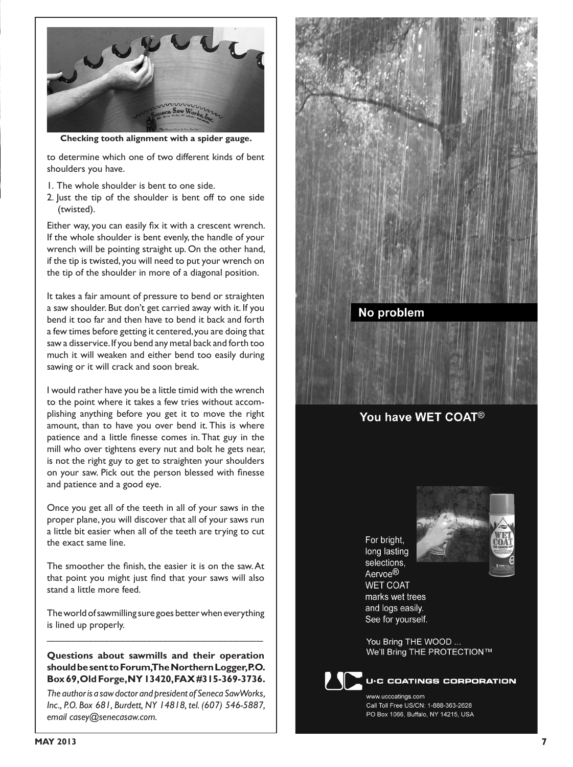Checking tooth alignment with a spider gauge.

to determine which one of two different kinds of bent shoulders you have.

1. The whole shoulder is bent to one side.
2. Just the tip of the shoulder is bent off to one side (twisted).

Either way, you can easily fix it with a crescent wrench. If the whole shoulder is bent evenly, the handle of your wrench will be pointing straight up. On the other hand, if the tip is twisted, you will need to put your wrench on the tip of the shoulder in more of a diagonal position.

It takes a fair amount of pressure to bend or straighten a saw shoulder. But don't get carried away with it. If you bend it too far and then have to bend it back and forth a few times before getting it centered, you are doing that saw a disservice. If you bend any metal back and forth too much it will weaken and either bend too easily during sawing or it will crack and soon break.

I would rather have you be a little timid with the wrench to the point where it takes a few tries without accomplishing anything before you get it to move the right amount, than to have you over bend it. This is where patience and a little finesse comes in. That guy in the mill who over tightens every nut and bolt he gets near, is not the right guy to get to straighten your shoulders on your saw. Pick out the person blessed with finesse and patience and a good eye.

Once you get all of the teeth in all of your saws in the proper plane, you will discover that all of your saws run a little bit easier when all of the teeth are trying to cut the exact same line.

The smoother the finish, the easier it is on the saw. At that point you might just find that your saws will also stand a little more feed.

The world of sawmilling sure goes better when everything is lined up properly.

---

**Questions about sawmills and their operation should be sent to Forum, The Northern Logger, P.O. Box 69, Old Forge, NY 13420, FAX #315-369-3736.**

*The author is a saw doctor and president of Seneca SawWorks, Inc., P.O. Box 681, Burdett, NY 14818, tel. (607) 546-5887, email casey@senecasaw.com.*

No problem

You have WET COAT®

For bright, long lasting selections, Aervoe® WET COAT marks wet trees and logs easily. See for yourself.

You Bring THE WOOD ... We'll Bring THE PROTECTION™

U·C COATINGS CORPORATION

www.uccoatings.com
Call Toll Free US/CN: 1-888-363-2628
PO Box 1066, Buffalo, NY 14215, USA